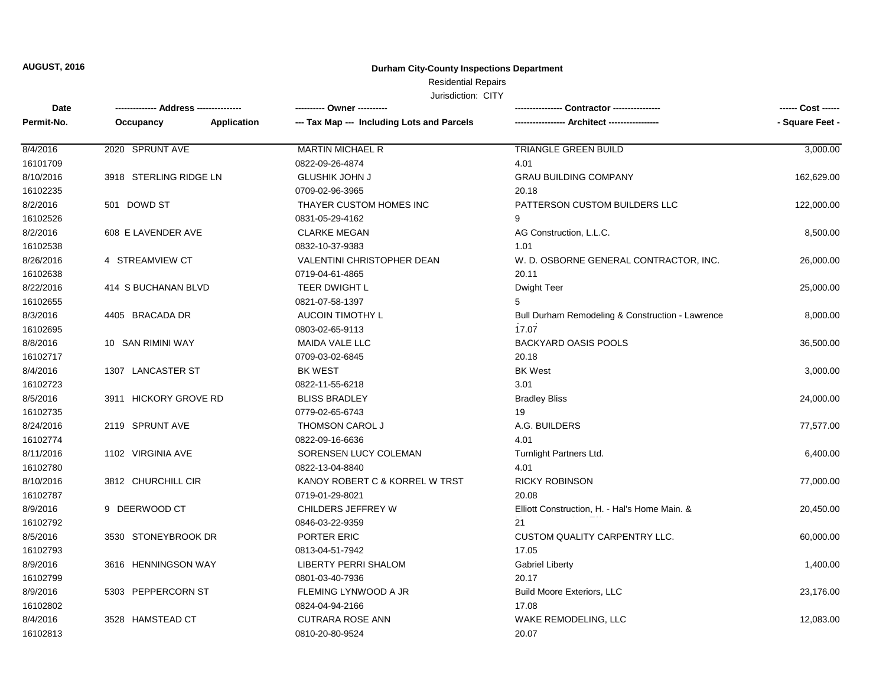**AUGUST, 2016**

## Durham City-County Inspections Department

Residential Repairs

Jurisdiction: CITY

| Date<br>Permit-No. | Address<br>Occupancy / Application | Owner<br>Tax Map --- Including Lots and Parcels | Contractor<br>Architect | Cost<br>Square Feet |
|---|---|---|---|---|
| 8/4/2016<br>16101709 | 2020 SPRUNT AVE | MARTIN MICHAEL R<br>0822-09-26-4874 | TRIANGLE GREEN BUILD<br>4.01 | 3,000.00 |
| 8/10/2016<br>16102235 | 3918 STERLING RIDGE LN | GLUSHIK JOHN J<br>0709-02-96-3965 | GRAU BUILDING COMPANY<br>20.18 | 162,629.00 |
| 8/2/2016<br>16102526 | 501 DOWD ST | THAYER CUSTOM HOMES INC<br>0831-05-29-4162 | PATTERSON CUSTOM BUILDERS LLC<br>9 | 122,000.00 |
| 8/2/2016<br>16102538 | 608 E LAVENDER AVE | CLARKE MEGAN<br>0832-10-37-9383 | AG Construction, L.L.C.<br>1.01 | 8,500.00 |
| 8/26/2016<br>16102638 | 4 STREAMVIEW CT | VALENTINI CHRISTOPHER DEAN<br>0719-04-61-4865 | W. D. OSBORNE GENERAL CONTRACTOR, INC.<br>20.11 | 26,000.00 |
| 8/22/2016<br>16102655 | 414 S BUCHANAN BLVD | TEER DWIGHT L<br>0821-07-58-1397 | Dwight Teer<br>5 | 25,000.00 |
| 8/3/2016<br>16102695 | 4405 BRACADA DR | AUCOIN TIMOTHY L<br>0803-02-65-9113 | Bull Durham Remodeling & Construction - Lawrence<br>17.07 | 8,000.00 |
| 8/8/2016<br>16102717 | 10 SAN RIMINI WAY | MAIDA VALE LLC<br>0709-03-02-6845 | BACKYARD OASIS POOLS<br>20.18 | 36,500.00 |
| 8/4/2016<br>16102723 | 1307 LANCASTER ST | BK WEST<br>0822-11-55-6218 | BK West<br>3.01 | 3,000.00 |
| 8/5/2016<br>16102735 | 3911 HICKORY GROVE RD | BLISS BRADLEY<br>0779-02-65-6743 | Bradley Bliss<br>19 | 24,000.00 |
| 8/24/2016<br>16102774 | 2119 SPRUNT AVE | THOMSON CAROL J<br>0822-09-16-6636 | A.G. BUILDERS<br>4.01 | 77,577.00 |
| 8/11/2016<br>16102780 | 1102 VIRGINIA AVE | SORENSEN LUCY COLEMAN<br>0822-13-04-8840 | Turnlight Partners Ltd.<br>4.01 | 6,400.00 |
| 8/10/2016<br>16102787 | 3812 CHURCHILL CIR | KANOY ROBERT C & KORREL W TRST<br>0719-01-29-8021 | RICKY ROBINSON<br>20.08 | 77,000.00 |
| 8/9/2016<br>16102792 | 9 DEERWOOD CT | CHILDERS JEFFREY W<br>0846-03-22-9359 | Elliott Construction, H. - Hal's Home Main. &<br>21 | 20,450.00 |
| 8/5/2016<br>16102793 | 3530 STONEYBROOK DR | PORTER ERIC<br>0813-04-51-7942 | CUSTOM QUALITY CARPENTRY LLC.<br>17.05 | 60,000.00 |
| 8/9/2016<br>16102799 | 3616 HENNINGSON WAY | LIBERTY PERRI SHALOM<br>0801-03-40-7936 | Gabriel Liberty<br>20.17 | 1,400.00 |
| 8/9/2016<br>16102802 | 5303 PEPPERCORN ST | FLEMING LYNWOOD A JR<br>0824-04-94-2166 | Build Moore Exteriors, LLC<br>17.08 | 23,176.00 |
| 8/4/2016<br>16102813 | 3528 HAMSTEAD CT | CUTRARA ROSE ANN<br>0810-20-80-9524 | WAKE REMODELING, LLC<br>20.07 | 12,083.00 |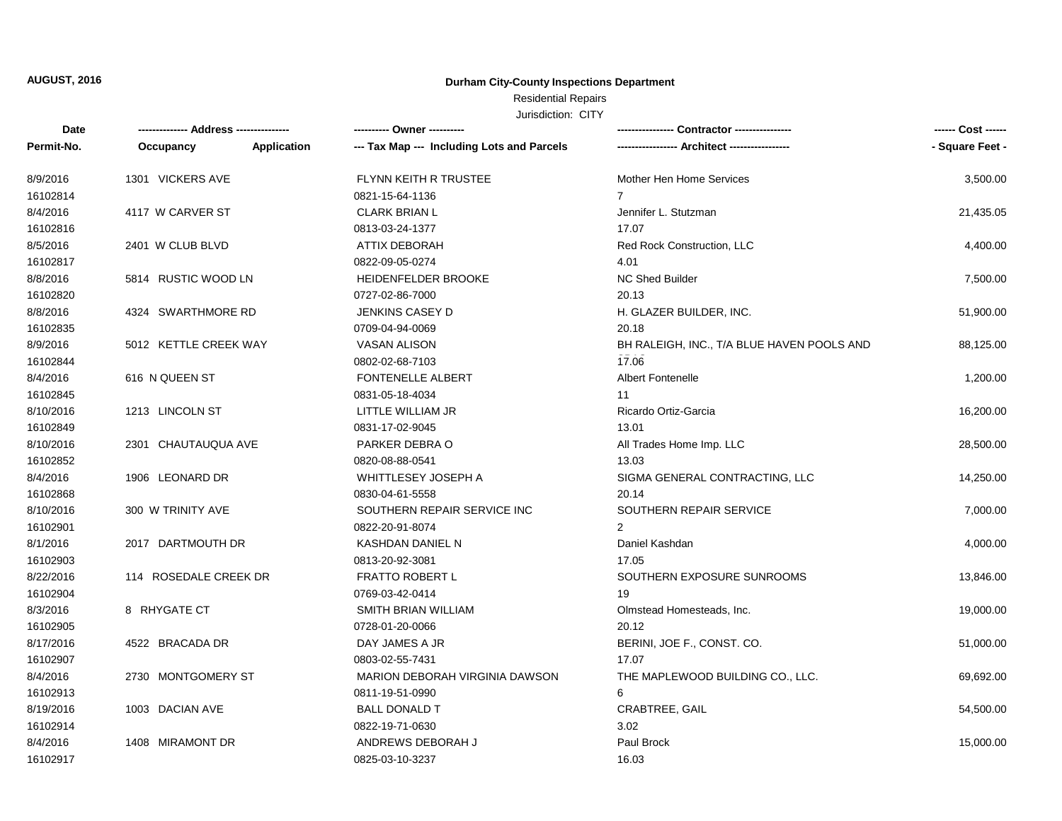**AUGUST, 2016**

## Durham City-County Inspections Department

Residential Repairs

Jurisdiction: CITY

| Date<br>Permit-No. | Address<br>Occupancy / Application | Owner<br>Tax Map --- Including Lots and Parcels | Contractor<br>Architect | Cost<br>Square Feet |
|---|---|---|---|---|
| 8/9/2016<br>16102814 | 1301 VICKERS AVE | FLYNN KEITH R TRUSTEE<br>0821-15-64-1136 | Mother Hen Home Services<br>7 | 3,500.00 |
| 8/4/2016<br>16102816 | 4117 W CARVER ST | CLARK BRIAN L<br>0813-03-24-1377 | Jennifer L. Stutzman<br>17.07 | 21,435.05 |
| 8/5/2016<br>16102817 | 2401 W CLUB BLVD | ATTIX DEBORAH<br>0822-09-05-0274 | Red Rock Construction, LLC<br>4.01 | 4,400.00 |
| 8/8/2016<br>16102820 | 5814 RUSTIC WOOD LN | HEIDENFELDER BROOKE<br>0727-02-86-7000 | NC Shed Builder<br>20.13 | 7,500.00 |
| 8/8/2016<br>16102835 | 4324 SWARTHMORE RD | JENKINS CASEY D<br>0709-04-94-0069 | H. GLAZER BUILDER, INC.<br>20.18 | 51,900.00 |
| 8/9/2016<br>16102844 | 5012 KETTLE CREEK WAY | VASAN ALISON<br>0802-02-68-7103 | BH RALEIGH, INC., T/A BLUE HAVEN POOLS AND<br>17.06 | 88,125.00 |
| 8/4/2016<br>16102845 | 616 N QUEEN ST | FONTENELLE ALBERT<br>0831-05-18-4034 | Albert Fontenelle<br>11 | 1,200.00 |
| 8/10/2016<br>16102849 | 1213 LINCOLN ST | LITTLE WILLIAM JR<br>0831-17-02-9045 | Ricardo Ortiz-Garcia<br>13.01 | 16,200.00 |
| 8/10/2016<br>16102852 | 2301 CHAUTAUQUA AVE | PARKER DEBRA O<br>0820-08-88-0541 | All Trades Home Imp. LLC<br>13.03 | 28,500.00 |
| 8/4/2016<br>16102868 | 1906 LEONARD DR | WHITTLESEY JOSEPH A<br>0830-04-61-5558 | SIGMA GENERAL CONTRACTING, LLC<br>20.14 | 14,250.00 |
| 8/10/2016<br>16102901 | 300 W TRINITY AVE | SOUTHERN REPAIR SERVICE INC<br>0822-20-91-8074 | SOUTHERN REPAIR SERVICE<br>2 | 7,000.00 |
| 8/1/2016<br>16102903 | 2017 DARTMOUTH DR | KASHDAN DANIEL N<br>0813-20-92-3081 | Daniel Kashdan<br>17.05 | 4,000.00 |
| 8/22/2016<br>16102904 | 114 ROSEDALE CREEK DR | FRATTO ROBERT L<br>0769-03-42-0414 | SOUTHERN EXPOSURE SUNROOMS<br>19 | 13,846.00 |
| 8/3/2016<br>16102905 | 8 RHYGATE CT | SMITH BRIAN WILLIAM<br>0728-01-20-0066 | Olmstead Homesteads, Inc.<br>20.12 | 19,000.00 |
| 8/17/2016<br>16102907 | 4522 BRACADA DR | DAY JAMES A JR<br>0803-02-55-7431 | BERINI, JOE F., CONST. CO.<br>17.07 | 51,000.00 |
| 8/4/2016<br>16102913 | 2730 MONTGOMERY ST | MARION DEBORAH VIRGINIA DAWSON<br>0811-19-51-0990 | THE MAPLEWOOD BUILDING CO., LLC.<br>6 | 69,692.00 |
| 8/19/2016<br>16102914 | 1003 DACIAN AVE | BALL DONALD T<br>0822-19-71-0630 | CRABTREE, GAIL<br>3.02 | 54,500.00 |
| 8/4/2016<br>16102917 | 1408 MIRAMONT DR | ANDREWS DEBORAH J<br>0825-03-10-3237 | Paul Brock<br>16.03 | 15,000.00 |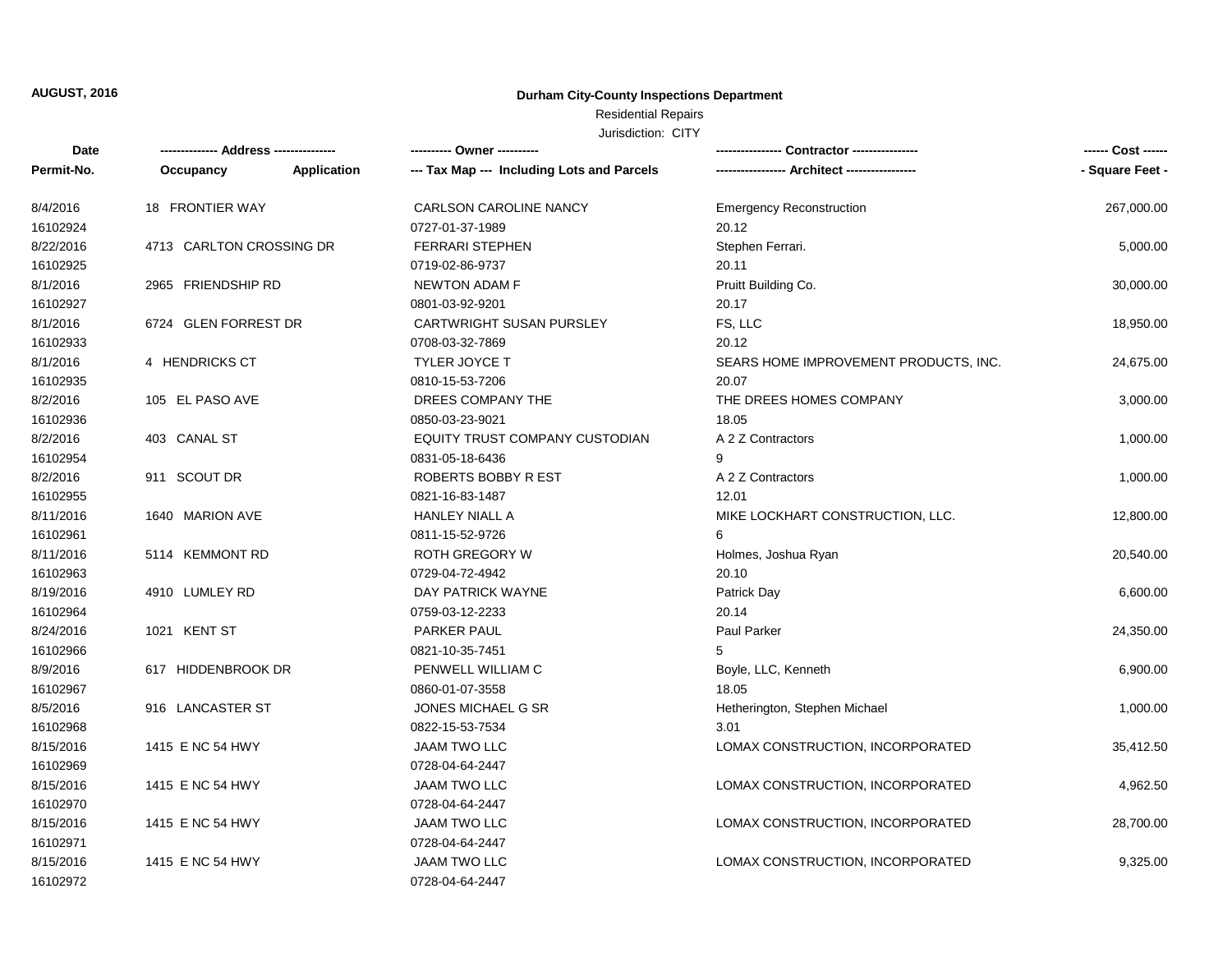**AUGUST, 2016**

## Durham City-County Inspections Department

Residential Repairs

Jurisdiction: CITY

| Date / Permit-No. | Address / Occupancy / Application | Owner / Tax Map --- Including Lots and Parcels | Contractor / Architect | Cost / Square Feet |
|---|---|---|---|---|
| 8/4/2016<br>16102924 | 18 FRONTIER WAY | CARLSON CAROLINE NANCY<br>0727-01-37-1989 | Emergency Reconstruction<br>20.12 | 267,000.00 |
| 8/22/2016<br>16102925 | 4713 CARLTON CROSSING DR | FERRARI STEPHEN<br>0719-02-86-9737 | Stephen Ferrari.<br>20.11 | 5,000.00 |
| 8/1/2016<br>16102927 | 2965 FRIENDSHIP RD | NEWTON ADAM F<br>0801-03-92-9201 | Pruitt Building Co.<br>20.17 | 30,000.00 |
| 8/1/2016<br>16102933 | 6724 GLEN FORREST DR | CARTWRIGHT SUSAN PURSLEY<br>0708-03-32-7869 | FS, LLC<br>20.12 | 18,950.00 |
| 8/1/2016<br>16102935 | 4 HENDRICKS CT | TYLER JOYCE T<br>0810-15-53-7206 | SEARS HOME IMPROVEMENT PRODUCTS, INC.<br>20.07 | 24,675.00 |
| 8/2/2016<br>16102936 | 105 EL PASO AVE | DREES COMPANY THE<br>0850-03-23-9021 | THE DREES HOMES COMPANY<br>18.05 | 3,000.00 |
| 8/2/2016<br>16102954 | 403 CANAL ST | EQUITY TRUST COMPANY CUSTODIAN<br>0831-05-18-6436 | A 2 Z Contractors<br>9 | 1,000.00 |
| 8/2/2016<br>16102955 | 911 SCOUT DR | ROBERTS BOBBY R EST<br>0821-16-83-1487 | A 2 Z Contractors<br>12.01 | 1,000.00 |
| 8/11/2016<br>16102961 | 1640 MARION AVE | HANLEY NIALL A<br>0811-15-52-9726 | MIKE LOCKHART CONSTRUCTION, LLC.<br>6 | 12,800.00 |
| 8/11/2016<br>16102963 | 5114 KEMMONT RD | ROTH GREGORY W<br>0729-04-72-4942 | Holmes, Joshua Ryan<br>20.10 | 20,540.00 |
| 8/19/2016<br>16102964 | 4910 LUMLEY RD | DAY PATRICK WAYNE<br>0759-03-12-2233 | Patrick Day<br>20.14 | 6,600.00 |
| 8/24/2016<br>16102966 | 1021 KENT ST | PARKER PAUL<br>0821-10-35-7451 | Paul Parker<br>5 | 24,350.00 |
| 8/9/2016<br>16102967 | 617 HIDDENBROOK DR | PENWELL WILLIAM C<br>0860-01-07-3558 | Boyle, LLC, Kenneth<br>18.05 | 6,900.00 |
| 8/5/2016<br>16102968 | 916 LANCASTER ST | JONES MICHAEL G SR<br>0822-15-53-7534 | Hetherington, Stephen Michael<br>3.01 | 1,000.00 |
| 8/15/2016<br>16102969 | 1415 E NC 54 HWY | JAAM TWO LLC<br>0728-04-64-2447 | LOMAX CONSTRUCTION, INCORPORATED | 35,412.50 |
| 8/15/2016<br>16102970 | 1415 E NC 54 HWY | JAAM TWO LLC<br>0728-04-64-2447 | LOMAX CONSTRUCTION, INCORPORATED | 4,962.50 |
| 8/15/2016<br>16102971 | 1415 E NC 54 HWY | JAAM TWO LLC<br>0728-04-64-2447 | LOMAX CONSTRUCTION, INCORPORATED | 28,700.00 |
| 8/15/2016<br>16102972 | 1415 E NC 54 HWY | JAAM TWO LLC<br>0728-04-64-2447 | LOMAX CONSTRUCTION, INCORPORATED | 9,325.00 |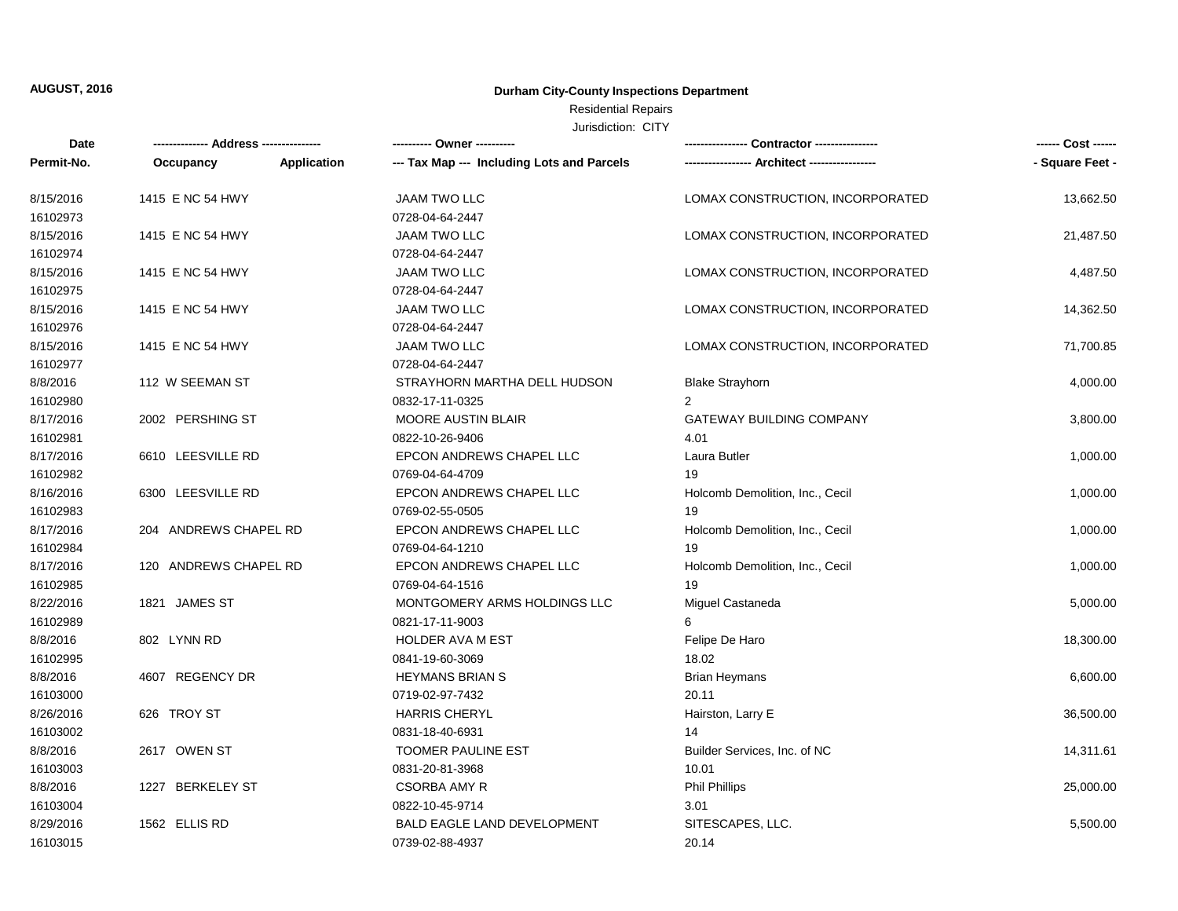**AUGUST, 2016**

**Durham City-County Inspections Department**

Residential Repairs

Jurisdiction: CITY

| Date<br>Permit-No. | ------------- Address --------------<br>Occupancy Application | ---------- Owner ----------<br>--- Tax Map --- Including Lots and Parcels | --------------- Contractor ---------------<br>---------------- Architect ---------------- | ------ Cost ------<br>- Square Feet - |
|---|---|---|---|---|
| 8/15/2016<br>16102973 | 1415 E NC 54 HWY | JAAM TWO LLC<br>0728-04-64-2447 | LOMAX CONSTRUCTION, INCORPORATED | 13,662.50 |
| 8/15/2016<br>16102974 | 1415 E NC 54 HWY | JAAM TWO LLC<br>0728-04-64-2447 | LOMAX CONSTRUCTION, INCORPORATED | 21,487.50 |
| 8/15/2016<br>16102975 | 1415 E NC 54 HWY | JAAM TWO LLC<br>0728-04-64-2447 | LOMAX CONSTRUCTION, INCORPORATED | 4,487.50 |
| 8/15/2016<br>16102976 | 1415 E NC 54 HWY | JAAM TWO LLC<br>0728-04-64-2447 | LOMAX CONSTRUCTION, INCORPORATED | 14,362.50 |
| 8/15/2016<br>16102977 | 1415 E NC 54 HWY | JAAM TWO LLC<br>0728-04-64-2447 | LOMAX CONSTRUCTION, INCORPORATED | 71,700.85 |
| 8/8/2016<br>16102980 | 112 W SEEMAN ST | STRAYHORN MARTHA DELL HUDSON<br>0832-17-11-0325 | Blake Strayhorn<br>2 | 4,000.00 |
| 8/17/2016<br>16102981 | 2002 PERSHING ST | MOORE AUSTIN BLAIR<br>0822-10-26-9406 | GATEWAY BUILDING COMPANY<br>4.01 | 3,800.00 |
| 8/17/2016<br>16102982 | 6610 LEESVILLE RD | EPCON ANDREWS CHAPEL LLC<br>0769-04-64-4709 | Laura Butler<br>19 | 1,000.00 |
| 8/16/2016<br>16102983 | 6300 LEESVILLE RD | EPCON ANDREWS CHAPEL LLC<br>0769-02-55-0505 | Holcomb Demolition, Inc., Cecil<br>19 | 1,000.00 |
| 8/17/2016<br>16102984 | 204 ANDREWS CHAPEL RD | EPCON ANDREWS CHAPEL LLC<br>0769-04-64-1210 | Holcomb Demolition, Inc., Cecil<br>19 | 1,000.00 |
| 8/17/2016<br>16102985 | 120 ANDREWS CHAPEL RD | EPCON ANDREWS CHAPEL LLC<br>0769-04-64-1516 | Holcomb Demolition, Inc., Cecil<br>19 | 1,000.00 |
| 8/22/2016<br>16102989 | 1821 JAMES ST | MONTGOMERY ARMS HOLDINGS LLC<br>0821-17-11-9003 | Miguel Castaneda<br>6 | 5,000.00 |
| 8/8/2016<br>16102995 | 802 LYNN RD | HOLDER AVA M EST<br>0841-19-60-3069 | Felipe De Haro<br>18.02 | 18,300.00 |
| 8/8/2016<br>16103000 | 4607 REGENCY DR | HEYMANS BRIAN S<br>0719-02-97-7432 | Brian Heymans<br>20.11 | 6,600.00 |
| 8/26/2016<br>16103002 | 626 TROY ST | HARRIS CHERYL<br>0831-18-40-6931 | Hairston, Larry E<br>14 | 36,500.00 |
| 8/8/2016<br>16103003 | 2617 OWEN ST | TOOMER PAULINE EST<br>0831-20-81-3968 | Builder Services, Inc. of NC<br>10.01 | 14,311.61 |
| 8/8/2016<br>16103004 | 1227 BERKELEY ST | CSORBA AMY R<br>0822-10-45-9714 | Phil Phillips<br>3.01 | 25,000.00 |
| 8/29/2016<br>16103015 | 1562 ELLIS RD | BALD EAGLE LAND DEVELOPMENT<br>0739-02-88-4937 | SITESCAPES, LLC.<br>20.14 | 5,500.00 |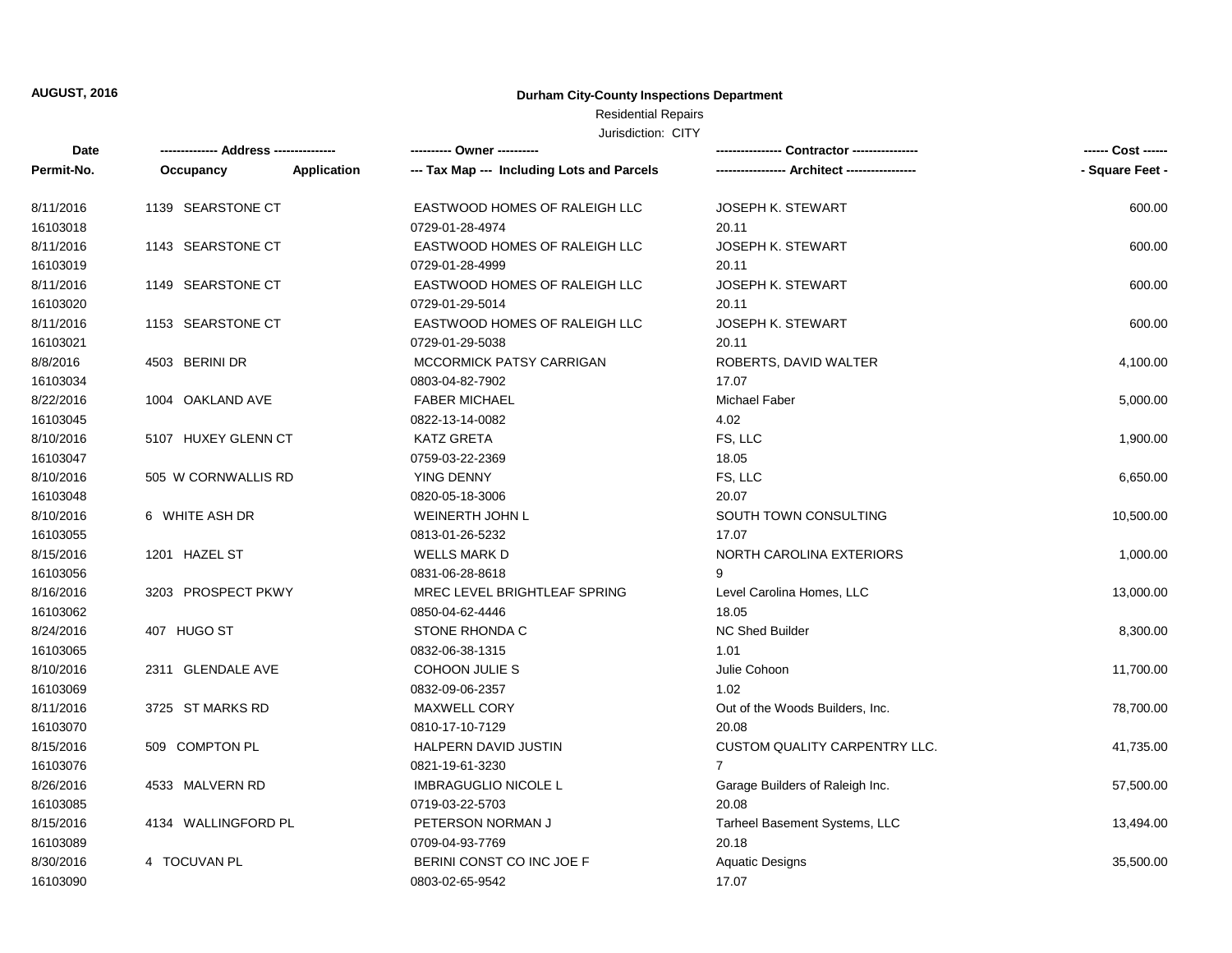AUGUST, 2016

**Durham City-County Inspections Department**

Residential Repairs

Jurisdiction: CITY

| Date<br>Permit-No. | ------------- Address ---------------<br>Occupancy | <br>Application | ---------- Owner ----------<br>--- Tax Map --- Including Lots and Parcels | --------------- Contractor ---------------<br>---------------- Architect ---------------- | ------ Cost ------<br>- Square Feet - |
|---|---|---|---|---|---|
| 8/11/2016<br>16103018 | 1139 SEARSTONE CT | | EASTWOOD HOMES OF RALEIGH LLC<br>0729-01-28-4974 | JOSEPH K. STEWART<br>20.11 | 600.00 |
| 8/11/2016<br>16103019 | 1143 SEARSTONE CT | | EASTWOOD HOMES OF RALEIGH LLC<br>0729-01-28-4999 | JOSEPH K. STEWART<br>20.11 | 600.00 |
| 8/11/2016<br>16103020 | 1149 SEARSTONE CT | | EASTWOOD HOMES OF RALEIGH LLC<br>0729-01-29-5014 | JOSEPH K. STEWART<br>20.11 | 600.00 |
| 8/11/2016<br>16103021 | 1153 SEARSTONE CT | | EASTWOOD HOMES OF RALEIGH LLC<br>0729-01-29-5038 | JOSEPH K. STEWART<br>20.11 | 600.00 |
| 8/8/2016<br>16103034 | 4503 BERINI DR | | MCCORMICK PATSY CARRIGAN<br>0803-04-82-7902 | ROBERTS, DAVID WALTER<br>17.07 | 4,100.00 |
| 8/22/2016<br>16103045 | 1004 OAKLAND AVE | | FABER MICHAEL<br>0822-13-14-0082 | Michael Faber<br>4.02 | 5,000.00 |
| 8/10/2016<br>16103047 | 5107 HUXEY GLENN CT | | KATZ GRETA<br>0759-03-22-2369 | FS, LLC<br>18.05 | 1,900.00 |
| 8/10/2016<br>16103048 | 505 W CORNWALLIS RD | | YING DENNY<br>0820-05-18-3006 | FS, LLC<br>20.07 | 6,650.00 |
| 8/10/2016<br>16103055 | 6 WHITE ASH DR | | WEINERTH JOHN L<br>0813-01-26-5232 | SOUTH TOWN CONSULTING<br>17.07 | 10,500.00 |
| 8/15/2016<br>16103056 | 1201 HAZEL ST | | WELLS MARK D<br>0831-06-28-8618 | NORTH CAROLINA EXTERIORS<br>9 | 1,000.00 |
| 8/16/2016<br>16103062 | 3203 PROSPECT PKWY | | MREC LEVEL BRIGHTLEAF SPRING<br>0850-04-62-4446 | Level Carolina Homes, LLC<br>18.05 | 13,000.00 |
| 8/24/2016<br>16103065 | 407 HUGO ST | | STONE RHONDA C<br>0832-06-38-1315 | NC Shed Builder<br>1.01 | 8,300.00 |
| 8/10/2016<br>16103069 | 2311 GLENDALE AVE | | COHOON JULIE S<br>0832-09-06-2357 | Julie Cohoon<br>1.02 | 11,700.00 |
| 8/11/2016<br>16103070 | 3725 ST MARKS RD | | MAXWELL CORY<br>0810-17-10-7129 | Out of the Woods Builders, Inc.<br>20.08 | 78,700.00 |
| 8/15/2016<br>16103076 | 509 COMPTON PL | | HALPERN DAVID JUSTIN<br>0821-19-61-3230 | CUSTOM QUALITY CARPENTRY LLC.<br>7 | 41,735.00 |
| 8/26/2016<br>16103085 | 4533 MALVERN RD | | IMBRAGUGLIO NICOLE L<br>0719-03-22-5703 | Garage Builders of Raleigh Inc.<br>20.08 | 57,500.00 |
| 8/15/2016<br>16103089 | 4134 WALLINGFORD PL | | PETERSON NORMAN J<br>0709-04-93-7769 | Tarheel Basement Systems, LLC<br>20.18 | 13,494.00 |
| 8/30/2016<br>16103090 | 4 TOCUVAN PL | | BERINI CONST CO INC JOE F<br>0803-02-65-9542 | Aquatic Designs<br>17.07 | 35,500.00 |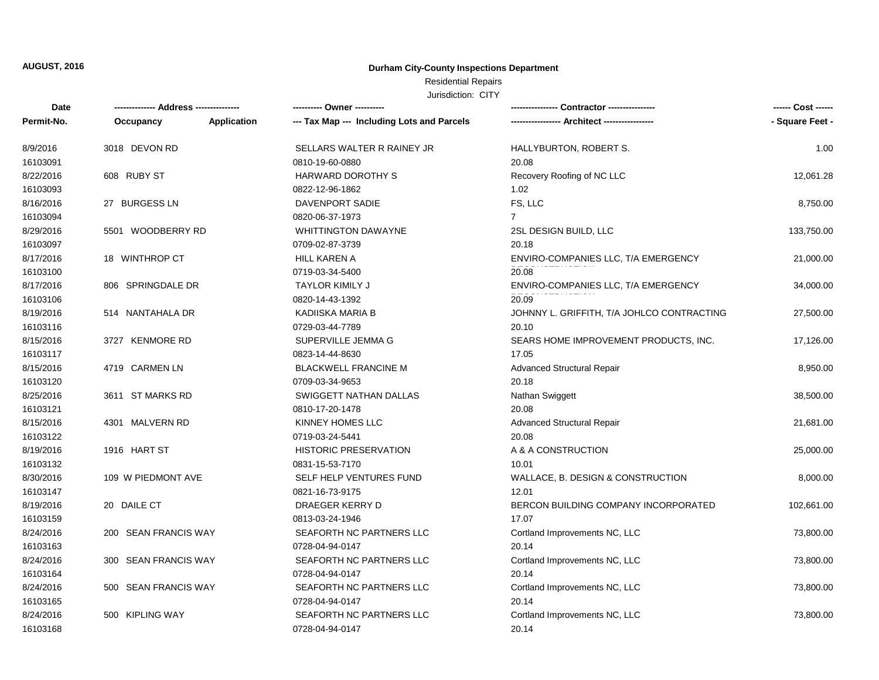AUGUST, 2016

**Durham City-County Inspections Department**

Residential Repairs

Jurisdiction: CITY

| Date<br>Permit-No. | ------------- Address ---------------<br>Occupancy | <br>Application | ---------- Owner ----------<br>--- Tax Map --- Including Lots and Parcels | ---------------- Contractor ----------------<br>----------------- Architect ----------------- | ------ Cost ------<br>- Square Feet - |
|---|---|---|---|---|---|
| 8/9/2016<br>16103091 | 3018 DEVON RD | | SELLARS WALTER R RAINEY JR<br>0810-19-60-0880 | HALLYBURTON, ROBERT S.<br>20.08 | 1.00 |
| 8/22/2016<br>16103093 | 608 RUBY ST | | HARWARD DOROTHY S<br>0822-12-96-1862 | Recovery Roofing of NC LLC<br>1.02 | 12,061.28 |
| 8/16/2016<br>16103094 | 27 BURGESS LN | | DAVENPORT SADIE<br>0820-06-37-1973 | FS, LLC<br>7 | 8,750.00 |
| 8/29/2016<br>16103097 | 5501 WOODBERRY RD | | WHITTINGTON DAWAYNE<br>0709-02-87-3739 | 2SL DESIGN BUILD, LLC<br>20.18 | 133,750.00 |
| 8/17/2016<br>16103100 | 18 WINTHROP CT | | HILL KAREN A<br>0719-03-34-5400 | ENVIRO-COMPANIES LLC, T/A EMERGENCY<br>20.08 | 21,000.00 |
| 8/17/2016<br>16103106 | 806 SPRINGDALE DR | | TAYLOR KIMILY J<br>0820-14-43-1392 | ENVIRO-COMPANIES LLC, T/A EMERGENCY<br>20.09 | 34,000.00 |
| 8/19/2016<br>16103116 | 514 NANTAHALA DR | | KADIISKA MARIA B<br>0729-03-44-7789 | JOHNNY L. GRIFFITH, T/A JOHLCO CONTRACTING<br>20.10 | 27,500.00 |
| 8/15/2016<br>16103117 | 3727 KENMORE RD | | SUPERVILLE JEMMA G<br>0823-14-44-8630 | SEARS HOME IMPROVEMENT PRODUCTS, INC.<br>17.05 | 17,126.00 |
| 8/15/2016<br>16103120 | 4719 CARMEN LN | | BLACKWELL FRANCINE M<br>0709-03-34-9653 | Advanced Structural Repair<br>20.18 | 8,950.00 |
| 8/25/2016<br>16103121 | 3611 ST MARKS RD | | SWIGGETT NATHAN DALLAS<br>0810-17-20-1478 | Nathan Swiggett<br>20.08 | 38,500.00 |
| 8/15/2016<br>16103122 | 4301 MALVERN RD | | KINNEY HOMES LLC<br>0719-03-24-5441 | Advanced Structural Repair<br>20.08 | 21,681.00 |
| 8/19/2016<br>16103132 | 1916 HART ST | | HISTORIC PRESERVATION<br>0831-15-53-7170 | A & A CONSTRUCTION<br>10.01 | 25,000.00 |
| 8/30/2016<br>16103147 | 109 W PIEDMONT AVE | | SELF HELP VENTURES FUND<br>0821-16-73-9175 | WALLACE, B. DESIGN & CONSTRUCTION<br>12.01 | 8,000.00 |
| 8/19/2016<br>16103159 | 20 DAILE CT | | DRAEGER KERRY D<br>0813-03-24-1946 | BERCON BUILDING COMPANY INCORPORATED<br>17.07 | 102,661.00 |
| 8/24/2016<br>16103163 | 200 SEAN FRANCIS WAY | | SEAFORTH NC PARTNERS LLC<br>0728-04-94-0147 | Cortland Improvements NC, LLC<br>20.14 | 73,800.00 |
| 8/24/2016<br>16103164 | 300 SEAN FRANCIS WAY | | SEAFORTH NC PARTNERS LLC<br>0728-04-94-0147 | Cortland Improvements NC, LLC<br>20.14 | 73,800.00 |
| 8/24/2016<br>16103165 | 500 SEAN FRANCIS WAY | | SEAFORTH NC PARTNERS LLC<br>0728-04-94-0147 | Cortland Improvements NC, LLC<br>20.14 | 73,800.00 |
| 8/24/2016<br>16103168 | 500 KIPLING WAY | | SEAFORTH NC PARTNERS LLC<br>0728-04-94-0147 | Cortland Improvements NC, LLC<br>20.14 | 73,800.00 |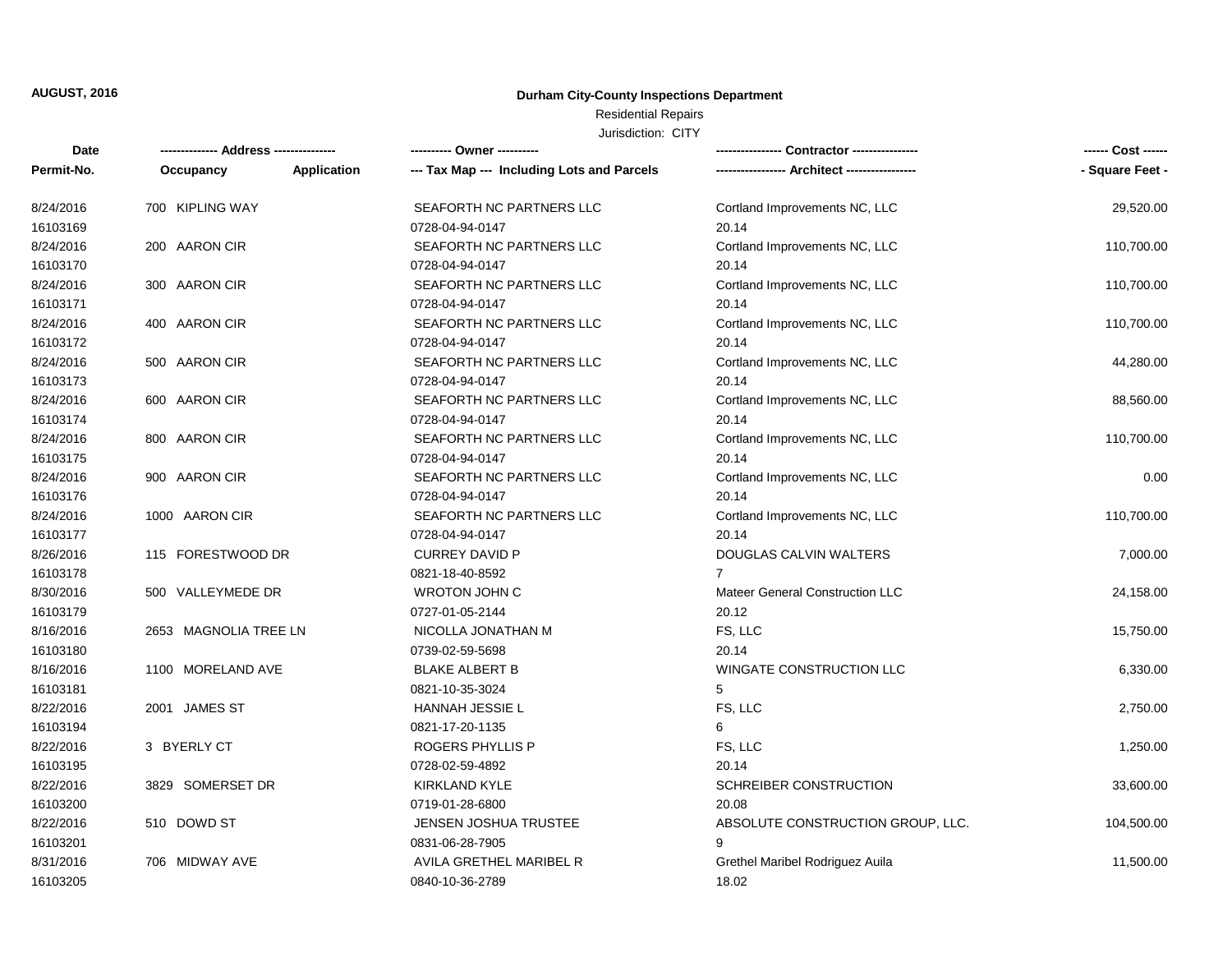**AUGUST, 2016**

**Durham City-County Inspections Department**

Residential Repairs

Jurisdiction: CITY

| Date / Permit-No. | Address / Occupancy / Application | Owner / Tax Map --- Including Lots and Parcels | Contractor / Architect | Cost / Square Feet |
|---|---|---|---|---|
| 8/24/2016<br>16103169 | 700 KIPLING WAY | SEAFORTH NC PARTNERS LLC<br>0728-04-94-0147 | Cortland Improvements NC, LLC<br>20.14 | 29,520.00 |
| 8/24/2016<br>16103170 | 200 AARON CIR | SEAFORTH NC PARTNERS LLC<br>0728-04-94-0147 | Cortland Improvements NC, LLC<br>20.14 | 110,700.00 |
| 8/24/2016<br>16103171 | 300 AARON CIR | SEAFORTH NC PARTNERS LLC<br>0728-04-94-0147 | Cortland Improvements NC, LLC<br>20.14 | 110,700.00 |
| 8/24/2016<br>16103172 | 400 AARON CIR | SEAFORTH NC PARTNERS LLC<br>0728-04-94-0147 | Cortland Improvements NC, LLC<br>20.14 | 110,700.00 |
| 8/24/2016<br>16103173 | 500 AARON CIR | SEAFORTH NC PARTNERS LLC<br>0728-04-94-0147 | Cortland Improvements NC, LLC<br>20.14 | 44,280.00 |
| 8/24/2016<br>16103174 | 600 AARON CIR | SEAFORTH NC PARTNERS LLC<br>0728-04-94-0147 | Cortland Improvements NC, LLC<br>20.14 | 88,560.00 |
| 8/24/2016<br>16103175 | 800 AARON CIR | SEAFORTH NC PARTNERS LLC<br>0728-04-94-0147 | Cortland Improvements NC, LLC<br>20.14 | 110,700.00 |
| 8/24/2016<br>16103176 | 900 AARON CIR | SEAFORTH NC PARTNERS LLC<br>0728-04-94-0147 | Cortland Improvements NC, LLC<br>20.14 | 0.00 |
| 8/24/2016<br>16103177 | 1000 AARON CIR | SEAFORTH NC PARTNERS LLC<br>0728-04-94-0147 | Cortland Improvements NC, LLC<br>20.14 | 110,700.00 |
| 8/26/2016<br>16103178 | 115 FORESTWOOD DR | CURREY DAVID P<br>0821-18-40-8592 | DOUGLAS CALVIN WALTERS<br>7 | 7,000.00 |
| 8/30/2016<br>16103179 | 500 VALLEYMEDE DR | WROTON JOHN C<br>0727-01-05-2144 | Mateer General Construction LLC<br>20.12 | 24,158.00 |
| 8/16/2016<br>16103180 | 2653 MAGNOLIA TREE LN | NICOLLA JONATHAN M<br>0739-02-59-5698 | FS, LLC<br>20.14 | 15,750.00 |
| 8/16/2016<br>16103181 | 1100 MORELAND AVE | BLAKE ALBERT B<br>0821-10-35-3024 | WINGATE CONSTRUCTION LLC<br>5 | 6,330.00 |
| 8/22/2016<br>16103194 | 2001 JAMES ST | HANNAH JESSIE L<br>0821-17-20-1135 | FS, LLC<br>6 | 2,750.00 |
| 8/22/2016<br>16103195 | 3 BYERLY CT | ROGERS PHYLLIS P<br>0728-02-59-4892 | FS, LLC<br>20.14 | 1,250.00 |
| 8/22/2016<br>16103200 | 3829 SOMERSET DR | KIRKLAND KYLE<br>0719-01-28-6800 | SCHREIBER CONSTRUCTION<br>20.08 | 33,600.00 |
| 8/22/2016<br>16103201 | 510 DOWD ST | JENSEN JOSHUA TRUSTEE<br>0831-06-28-7905 | ABSOLUTE CONSTRUCTION GROUP, LLC.<br>9 | 104,500.00 |
| 8/31/2016<br>16103205 | 706 MIDWAY AVE | AVILA GRETHEL MARIBEL R<br>0840-10-36-2789 | Grethel Maribel Rodriguez Auila<br>18.02 | 11,500.00 |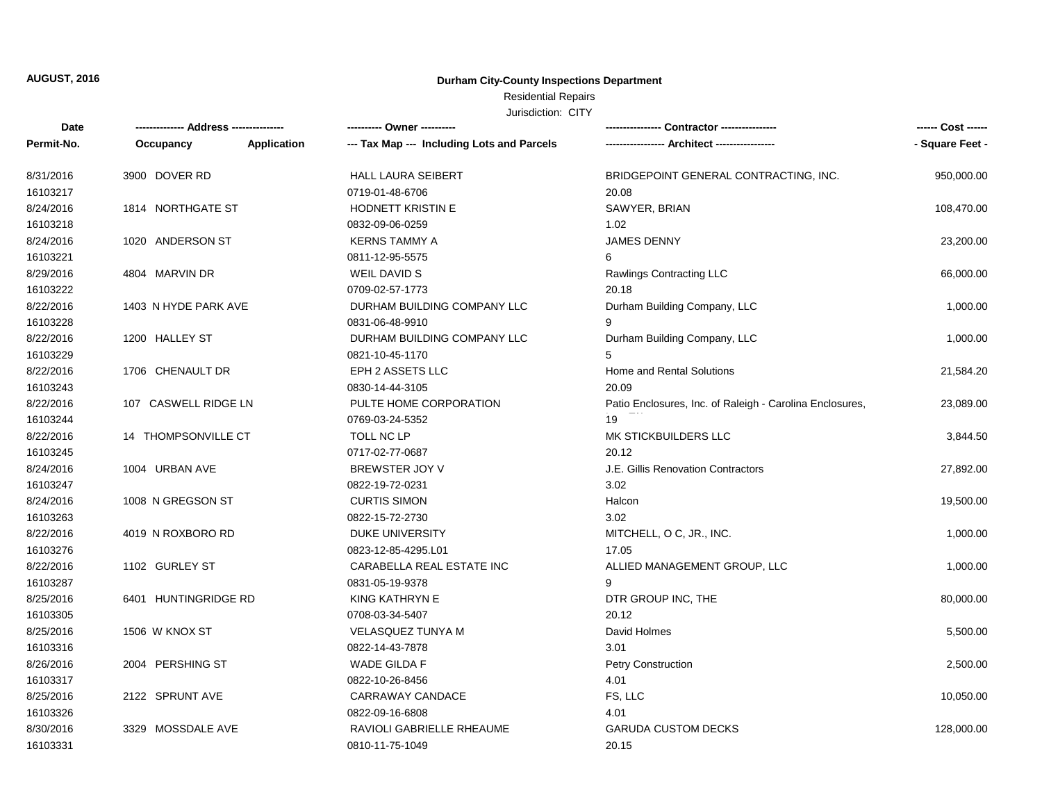AUGUST, 2016

**Durham City-County Inspections Department**

Residential Repairs

Jurisdiction: CITY

| Date<br>Permit-No. | ------------- Address ---------------<br>Occupancy Application | ---------- Owner ----------<br>--- Tax Map --- Including Lots and Parcels | ---------------- Contractor ----------------<br>----------------- Architect ----------------- | ------ Cost ------<br>- Square Feet - |
|---|---|---|---|---|
| 8/31/2016<br>16103217 | 3900 DOVER RD | HALL LAURA SEIBERT<br>0719-01-48-6706 | BRIDGEPOINT GENERAL CONTRACTING, INC.<br>20.08 | 950,000.00 |
| 8/24/2016<br>16103218 | 1814 NORTHGATE ST | HODNETT KRISTIN E<br>0832-09-06-0259 | SAWYER, BRIAN<br>1.02 | 108,470.00 |
| 8/24/2016<br>16103221 | 1020 ANDERSON ST | KERNS TAMMY A<br>0811-12-95-5575 | JAMES DENNY<br>6 | 23,200.00 |
| 8/29/2016<br>16103222 | 4804 MARVIN DR | WEIL DAVID S<br>0709-02-57-1773 | Rawlings Contracting LLC<br>20.18 | 66,000.00 |
| 8/22/2016<br>16103228 | 1403 N HYDE PARK AVE | DURHAM BUILDING COMPANY LLC<br>0831-06-48-9910 | Durham Building Company, LLC<br>9 | 1,000.00 |
| 8/22/2016<br>16103229 | 1200 HALLEY ST | DURHAM BUILDING COMPANY LLC<br>0821-10-45-1170 | Durham Building Company, LLC<br>5 | 1,000.00 |
| 8/22/2016<br>16103243 | 1706 CHENAULT DR | EPH 2 ASSETS LLC<br>0830-14-44-3105 | Home and Rental Solutions<br>20.09 | 21,584.20 |
| 8/22/2016<br>16103244 | 107 CASWELL RIDGE LN | PULTE HOME CORPORATION<br>0769-03-24-5352 | Patio Enclosures, Inc. of Raleigh - Carolina Enclosures,<br>19 | 23,089.00 |
| 8/22/2016<br>16103245 | 14 THOMPSONVILLE CT | TOLL NC LP<br>0717-02-77-0687 | MK STICKBUILDERS LLC<br>20.12 | 3,844.50 |
| 8/24/2016<br>16103247 | 1004 URBAN AVE | BREWSTER JOY V<br>0822-19-72-0231 | J.E. Gillis Renovation Contractors<br>3.02 | 27,892.00 |
| 8/24/2016<br>16103263 | 1008 N GREGSON ST | CURTIS SIMON<br>0822-15-72-2730 | Halcon<br>3.02 | 19,500.00 |
| 8/22/2016<br>16103276 | 4019 N ROXBORO RD | DUKE UNIVERSITY<br>0823-12-85-4295.L01 | MITCHELL, O C, JR., INC.<br>17.05 | 1,000.00 |
| 8/22/2016<br>16103287 | 1102 GURLEY ST | CARABELLA REAL ESTATE INC<br>0831-05-19-9378 | ALLIED MANAGEMENT GROUP, LLC<br>9 | 1,000.00 |
| 8/25/2016<br>16103305 | 6401 HUNTINGRIDGE RD | KING KATHRYN E<br>0708-03-34-5407 | DTR GROUP INC, THE<br>20.12 | 80,000.00 |
| 8/25/2016<br>16103316 | 1506 W KNOX ST | VELASQUEZ TUNYA M<br>0822-14-43-7878 | David Holmes<br>3.01 | 5,500.00 |
| 8/26/2016<br>16103317 | 2004 PERSHING ST | WADE GILDA F<br>0822-10-26-8456 | Petry Construction<br>4.01 | 2,500.00 |
| 8/25/2016<br>16103326 | 2122 SPRUNT AVE | CARRAWAY CANDACE<br>0822-09-16-6808 | FS, LLC<br>4.01 | 10,050.00 |
| 8/30/2016<br>16103331 | 3329 MOSSDALE AVE | RAVIOLI GABRIELLE RHEAUME<br>0810-11-75-1049 | GARUDA CUSTOM DECKS<br>20.15 | 128,000.00 |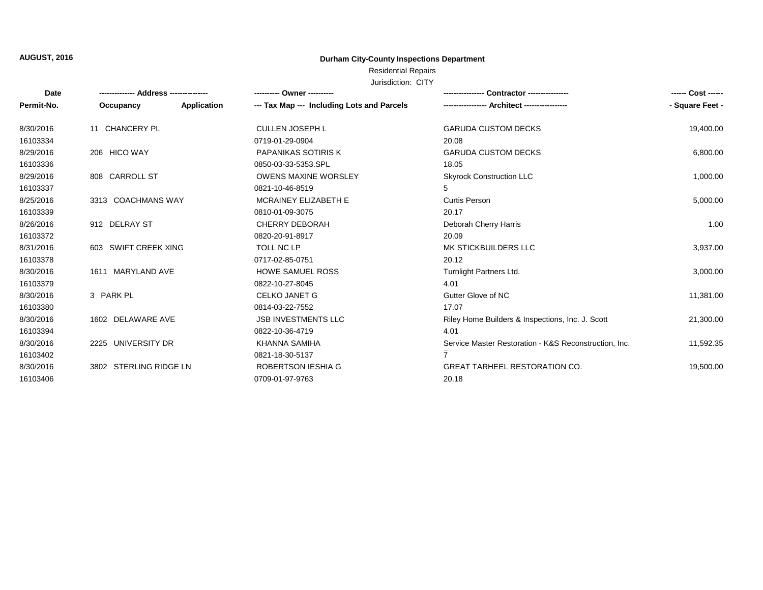**AUGUST, 2016**

**Durham City-County Inspections Department**

Residential Repairs

Jurisdiction: CITY

| Date<br>Permit-No. | ------------- Address ---------------<br>Occupancy | <br>Application | ---------- Owner ----------<br>--- Tax Map --- Including Lots and Parcels | ---------------- Contractor ----------------<br>----------------- Architect ----------------- | ------ Cost ------<br>- Square Feet - |
|---|---|---|---|---|---|
| 8/30/2016<br>16103334 | 11 CHANCERY PL | | CULLEN JOSEPH L<br>0719-01-29-0904 | GARUDA CUSTOM DECKS<br>20.08 | 19,400.00 |
| 8/29/2016<br>16103336 | 206 HICO WAY | | PAPANIKAS SOTIRIS K<br>0850-03-33-5353.SPL | GARUDA CUSTOM DECKS<br>18.05 | 6,800.00 |
| 8/29/2016<br>16103337 | 808 CARROLL ST | | OWENS MAXINE WORSLEY<br>0821-10-46-8519 | Skyrock Construction LLC<br>5 | 1,000.00 |
| 8/25/2016<br>16103339 | 3313 COACHMANS WAY | | MCRAINEY ELIZABETH E<br>0810-01-09-3075 | Curtis Person<br>20.17 | 5,000.00 |
| 8/26/2016<br>16103372 | 912 DELRAY ST | | CHERRY DEBORAH<br>0820-20-91-8917 | Deborah Cherry Harris<br>20.09 | 1.00 |
| 8/31/2016<br>16103378 | 603 SWIFT CREEK XING | | TOLL NC LP<br>0717-02-85-0751 | MK STICKBUILDERS LLC<br>20.12 | 3,937.00 |
| 8/30/2016<br>16103379 | 1611 MARYLAND AVE | | HOWE SAMUEL ROSS<br>0822-10-27-8045 | Turnlight Partners Ltd.<br>4.01 | 3,000.00 |
| 8/30/2016<br>16103380 | 3 PARK PL | | CELKO JANET G<br>0814-03-22-7552 | Gutter Glove of NC<br>17.07 | 11,381.00 |
| 8/30/2016<br>16103394 | 1602 DELAWARE AVE | | JSB INVESTMENTS LLC<br>0822-10-36-4719 | Riley Home Builders & Inspections, Inc. J. Scott<br>4.01 | 21,300.00 |
| 8/30/2016<br>16103402 | 2225 UNIVERSITY DR | | KHANNA SAMIHA<br>0821-18-30-5137 | Service Master Restoration - K&S Reconstruction, Inc.<br>7 | 11,592.35 |
| 8/30/2016<br>16103406 | 3802 STERLING RIDGE LN | | ROBERTSON IESHIA G<br>0709-01-97-9763 | GREAT TARHEEL RESTORATION CO.<br>20.18 | 19,500.00 |